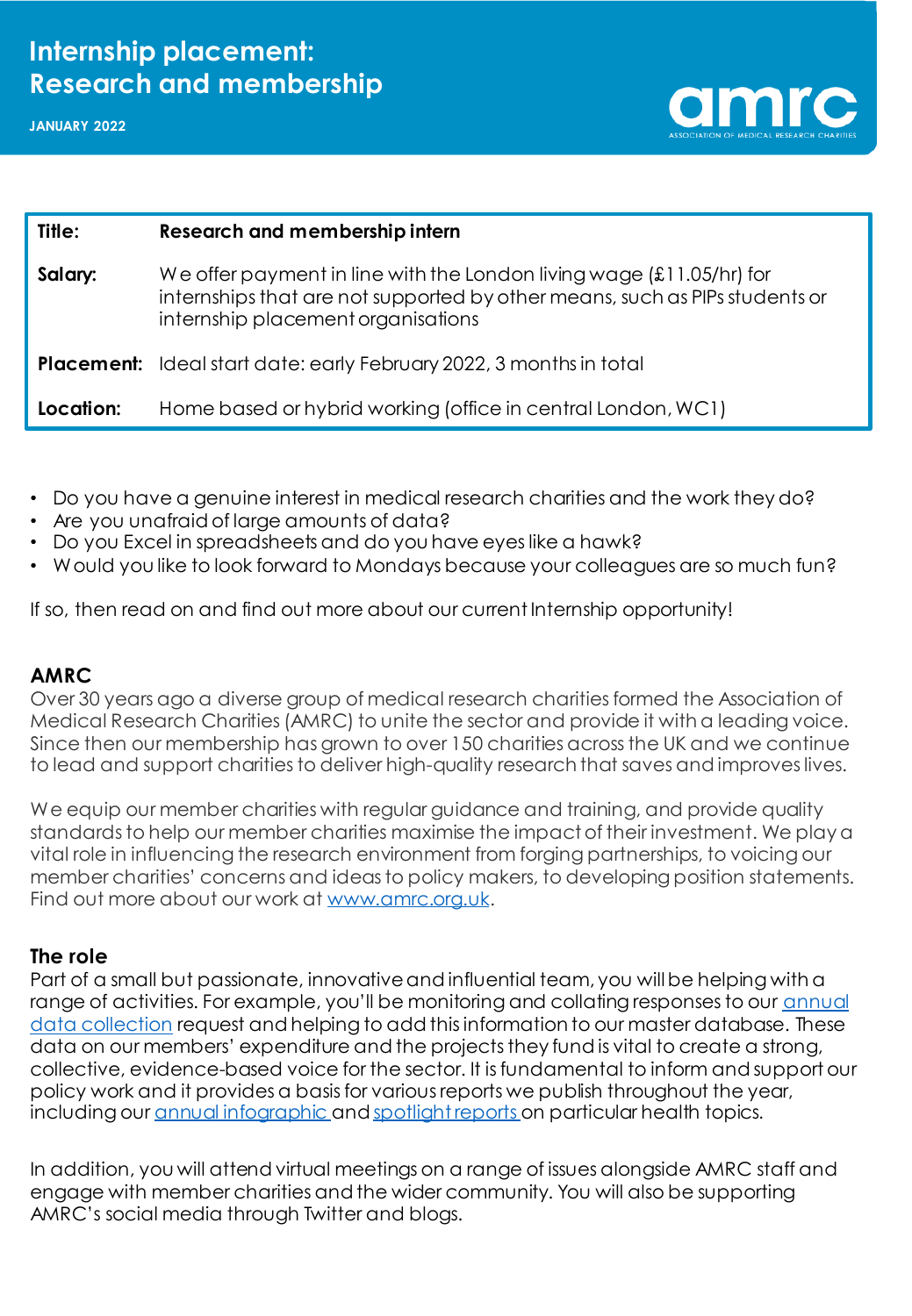# Internship placement: Research and membership

**JANUARY 2022**

| | |
|---|---|
| **Title:** | **Research and membership intern** |
| **Salary:** | We offer payment in line with the London living wage (£11.05/hr) for internships that are not supported by other means, such as PIPs students or internship placement organisations |
| **Placement:** | Ideal start date: early February 2022, 3 months in total |
| **Location:** | Home based or hybrid working (office in central London, WC1) |

- Do you have a genuine interest in medical research charities and the work they do?
- Are you unafraid of large amounts of data?
- Do you Excel in spreadsheets and do you have eyes like a hawk?
- Would you like to look forward to Mondays because your colleagues are so much fun?

If so, then read on and find out more about our current Internship opportunity!

## AMRC

Over 30 years ago a diverse group of medical research charities formed the Association of Medical Research Charities (AMRC) to unite the sector and provide it with a leading voice. Since then our membership has grown to over 150 charities across the UK and we continue to lead and support charities to deliver high-quality research that saves and improves lives.

We equip our member charities with regular guidance and training, and provide quality standards to help our member charities maximise the impact of their investment. We play a vital role in influencing the research environment from forging partnerships, to voicing our member charities' concerns and ideas to policy makers, to developing position statements. Find out more about our work at [www.amrc.org.uk](www.amrc.org.uk).

## The role

Part of a small but passionate, innovative and influential team, you will be helping with a range of activities. For example, you'll be monitoring and collating responses to our annual data collection request and helping to add this information to our master database. These data on our members' expenditure and the projects they fund is vital to create a strong, collective, evidence-based voice for the sector. It is fundamental to inform and support our policy work and it provides a basis for various reports we publish throughout the year, including our annual infographic and spotlight reports on particular health topics.

In addition, you will attend virtual meetings on a range of issues alongside AMRC staff and engage with member charities and the wider community. You will also be supporting AMRC's social media through Twitter and blogs.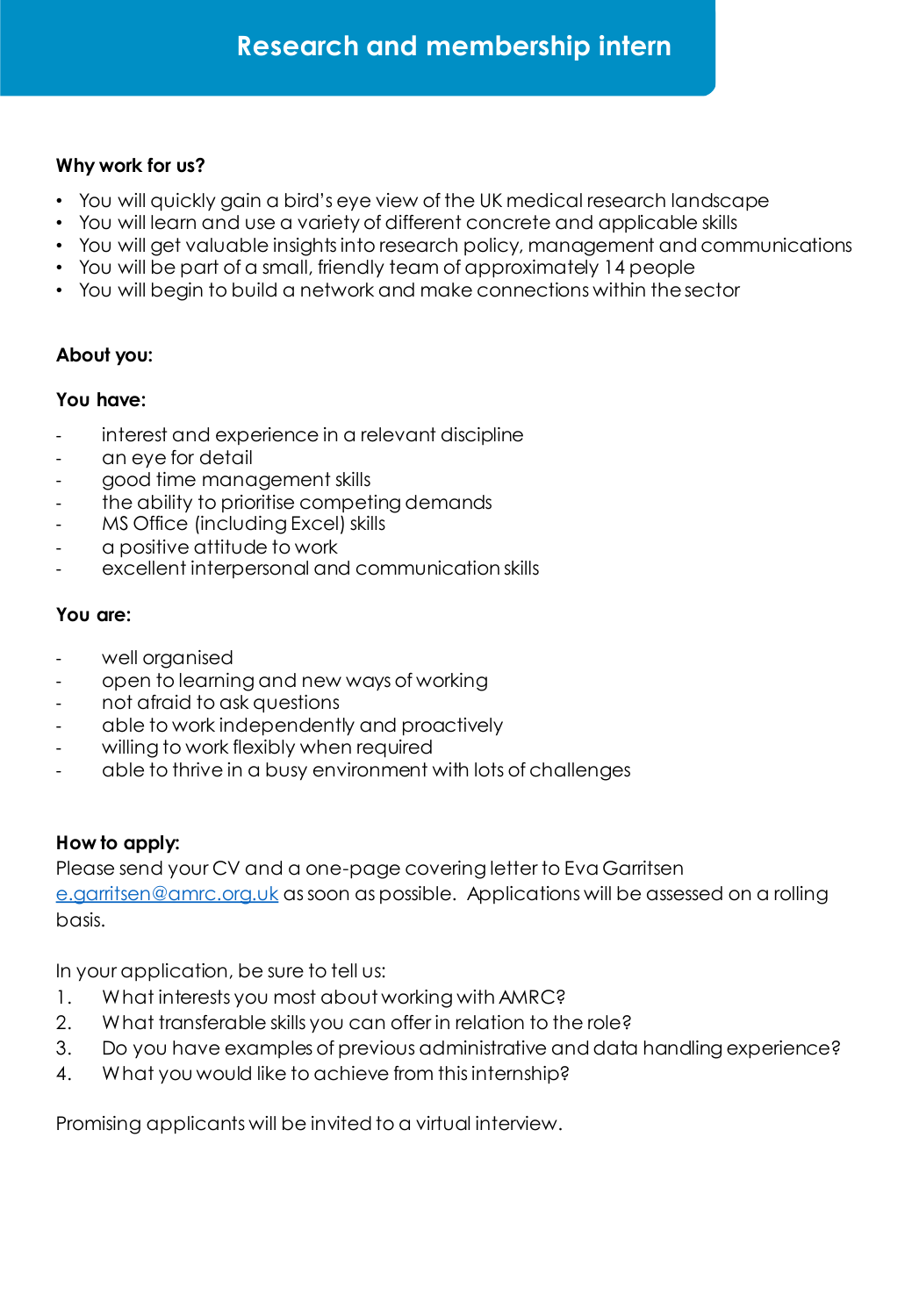# Research and membership intern

**Why work for us?**

- You will quickly gain a bird's eye view of the UK medical research landscape
- You will learn and use a variety of different concrete and applicable skills
- You will get valuable insights into research policy, management and communications
- You will be part of a small, friendly team of approximately 14 people
- You will begin to build a network and make connections within the sector

**About you:**

**You have:**

- interest and experience in a relevant discipline
- an eye for detail
- good time management skills
- the ability to prioritise competing demands
- MS Office (including Excel) skills
- a positive attitude to work
- excellent interpersonal and communication skills

**You are:**

- well organised
- open to learning and new ways of working
- not afraid to ask questions
- able to work independently and proactively
- willing to work flexibly when required
- able to thrive in a busy environment with lots of challenges

**How to apply:**

Please send your CV and a one-page covering letter to Eva Garritsen e.garritsen@amrc.org.uk as soon as possible. Applications will be assessed on a rolling basis.

In your application, be sure to tell us:

1. What interests you most about working with AMRC?
2. What transferable skills you can offer in relation to the role?
3. Do you have examples of previous administrative and data handling experience?
4. What you would like to achieve from this internship?

Promising applicants will be invited to a virtual interview.